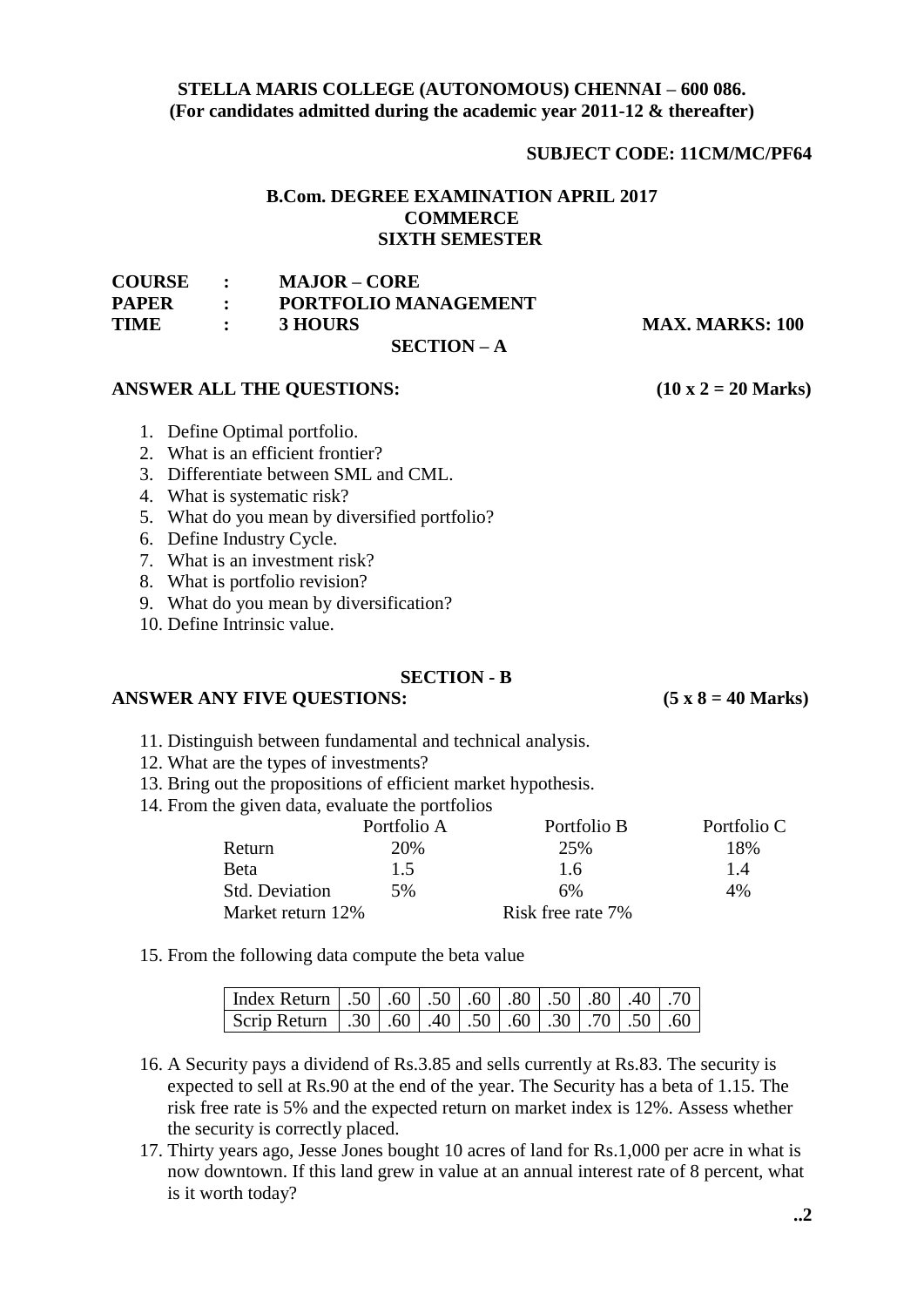**STELLA MARIS COLLEGE (AUTONOMOUS) CHENNAI – 600 086.**
**(For candidates admitted during the academic year 2011-12 & thereafter)**

**SUBJECT CODE: 11CM/MC/PF64**

**B.Com. DEGREE EXAMINATION APRIL 2017**
**COMMERCE**
**SIXTH SEMESTER**

**COURSE : MAJOR – CORE**
**PAPER : PORTFOLIO MANAGEMENT**
**TIME : 3 HOURS** **MAX. MARKS: 100**

## SECTION – A

**ANSWER ALL THE QUESTIONS: (10 x 2 = 20 Marks)**

1. Define Optimal portfolio.
2. What is an efficient frontier?
3. Differentiate between SML and CML.
4. What is systematic risk?
5. What do you mean by diversified portfolio?
6. Define Industry Cycle.
7. What is an investment risk?
8. What is portfolio revision?
9. What do you mean by diversification?
10. Define Intrinsic value.

## SECTION - B

**ANSWER ANY FIVE QUESTIONS: (5 x 8 = 40 Marks)**

11. Distinguish between fundamental and technical analysis.
12. What are the types of investments?
13. Bring out the propositions of efficient market hypothesis.
14. From the given data, evaluate the portfolios

| | Portfolio A | Portfolio B | Portfolio C |
|---|---|---|---|
| Return | 20% | 25% | 18% |
| Beta | 1.5 | 1.6 | 1.4 |
| Std. Deviation | 5% | 6% | 4% |

Market return 12% Risk free rate 7%

15. From the following data compute the beta value

| Index Return | .50 | .60 | .50 | .60 | .80 | .50 | .80 | .40 | .70 |
|---|---|---|---|---|---|---|---|---|---|
| Scrip Return | .30 | .60 | .40 | .50 | .60 | .30 | .70 | .50 | .60 |

16. A Security pays a dividend of Rs.3.85 and sells currently at Rs.83. The security is expected to sell at Rs.90 at the end of the year. The Security has a beta of 1.15. The risk free rate is 5% and the expected return on market index is 12%. Assess whether the security is correctly placed.
17. Thirty years ago, Jesse Jones bought 10 acres of land for Rs.1,000 per acre in what is now downtown. If this land grew in value at an annual interest rate of 8 percent, what is it worth today?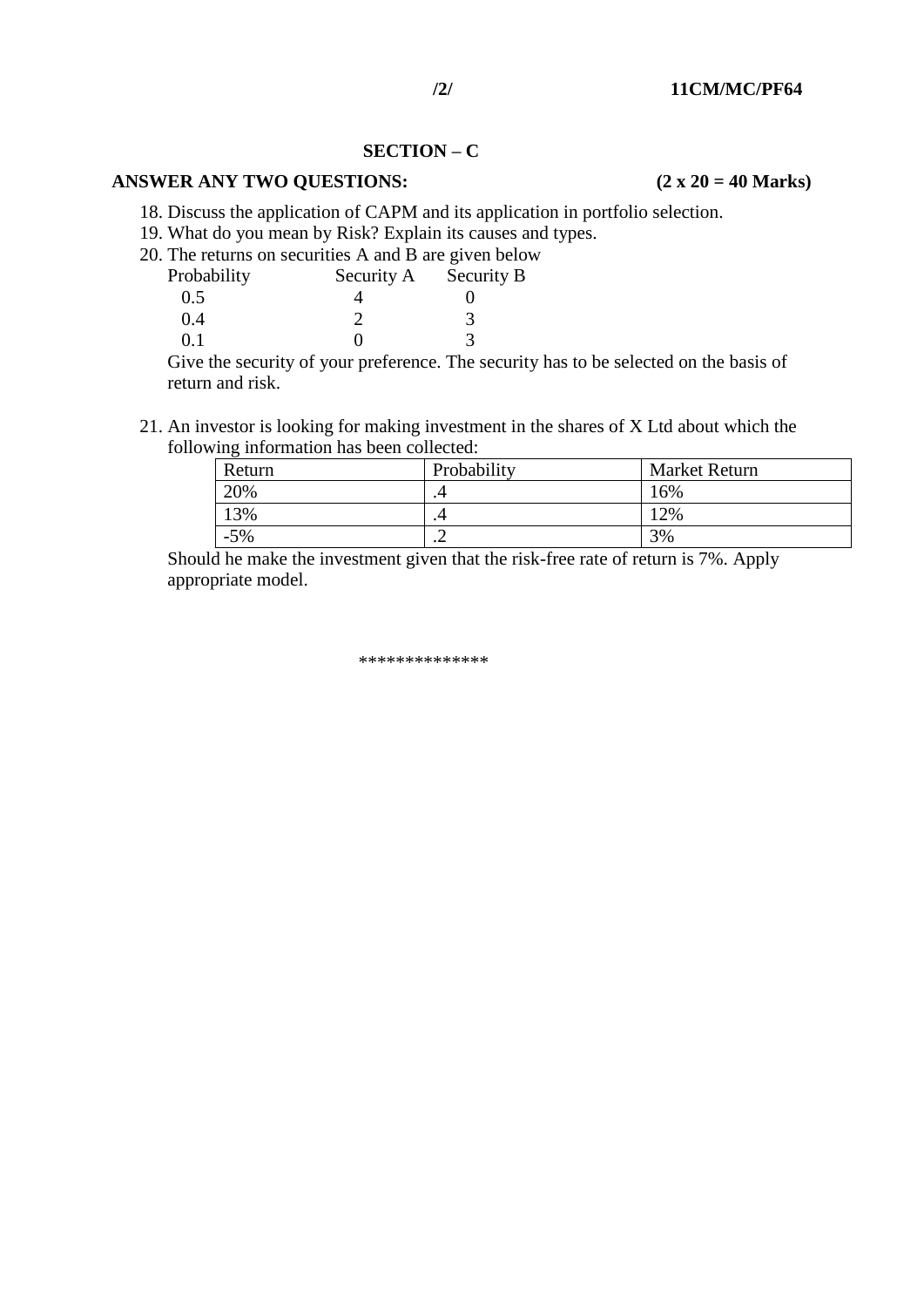## SECTION – C

**ANSWER ANY TWO QUESTIONS: (2 x 20 = 40 Marks)**

18. Discuss the application of CAPM and its application in portfolio selection.
19. What do you mean by Risk? Explain its causes and types.
20. The returns on securities A and B are given below

| Probability | Security A | Security B |
|---|---|---|
| 0.5 | 4 | 0 |
| 0.4 | 2 | 3 |
| 0.1 | 0 | 3 |

Give the security of your preference. The security has to be selected on the basis of return and risk.

21. An investor is looking for making investment in the shares of X Ltd about which the following information has been collected:

| Return | Probability | Market Return |
|---|---|---|
| 20% | .4 | 16% |
| 13% | .4 | 12% |
| -5% | .2 | 3% |

Should he make the investment given that the risk-free rate of return is 7%. Apply appropriate model.

*************